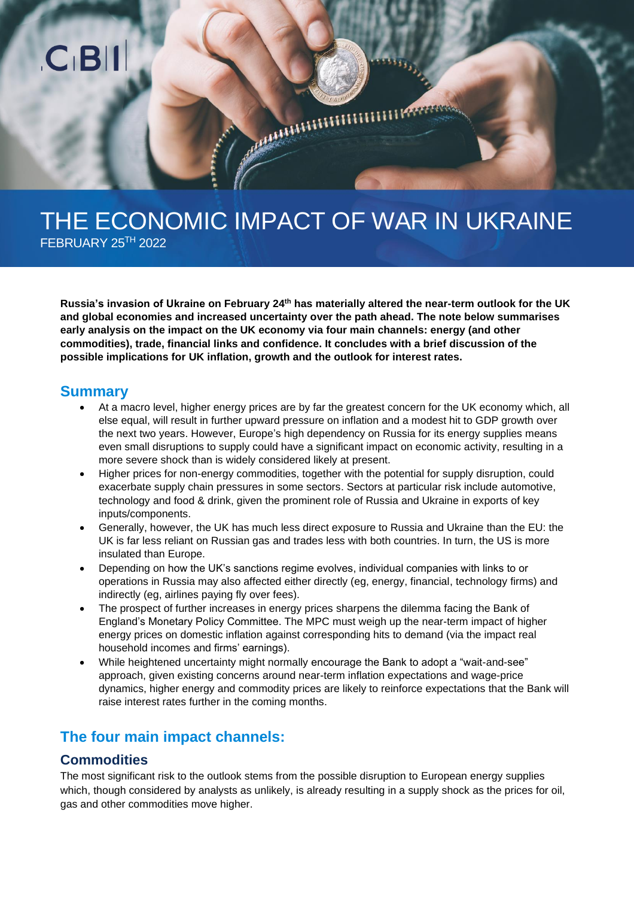# THE ECONOMIC IMPACT OF WAR IN UKRAINE

FEBRUARY 25TH 2022

**Russia's invasion of Ukraine on February 24th has materially altered the near-term outlook for the UK and global economies and increased uncertainty over the path ahead. The note below summarises early analysis on the impact on the UK economy via four main channels: energy (and other commodities), trade, financial links and confidence. It concludes with a brief discussion of the possible implications for UK inflation, growth and the outlook for interest rates.**

## Summary

- At a macro level, higher energy prices are by far the greatest concern for the UK economy which, all else equal, will result in further upward pressure on inflation and a modest hit to GDP growth over the next two years. However, Europe's high dependency on Russia for its energy supplies means even small disruptions to supply could have a significant impact on economic activity, resulting in a more severe shock than is widely considered likely at present.
- Higher prices for non-energy commodities, together with the potential for supply disruption, could exacerbate supply chain pressures in some sectors. Sectors at particular risk include automotive, technology and food & drink, given the prominent role of Russia and Ukraine in exports of key inputs/components.
- Generally, however, the UK has much less direct exposure to Russia and Ukraine than the EU: the UK is far less reliant on Russian gas and trades less with both countries. In turn, the US is more insulated than Europe.
- Depending on how the UK's sanctions regime evolves, individual companies with links to or operations in Russia may also affected either directly (eg, energy, financial, technology firms) and indirectly (eg, airlines paying fly over fees).
- The prospect of further increases in energy prices sharpens the dilemma facing the Bank of England's Monetary Policy Committee. The MPC must weigh up the near-term impact of higher energy prices on domestic inflation against corresponding hits to demand (via the impact real household incomes and firms' earnings).
- While heightened uncertainty might normally encourage the Bank to adopt a "wait-and-see" approach, given existing concerns around near-term inflation expectations and wage-price dynamics, higher energy and commodity prices are likely to reinforce expectations that the Bank will raise interest rates further in the coming months.

## The four main impact channels:

### Commodities

The most significant risk to the outlook stems from the possible disruption to European energy supplies which, though considered by analysts as unlikely, is already resulting in a supply shock as the prices for oil, gas and other commodities move higher.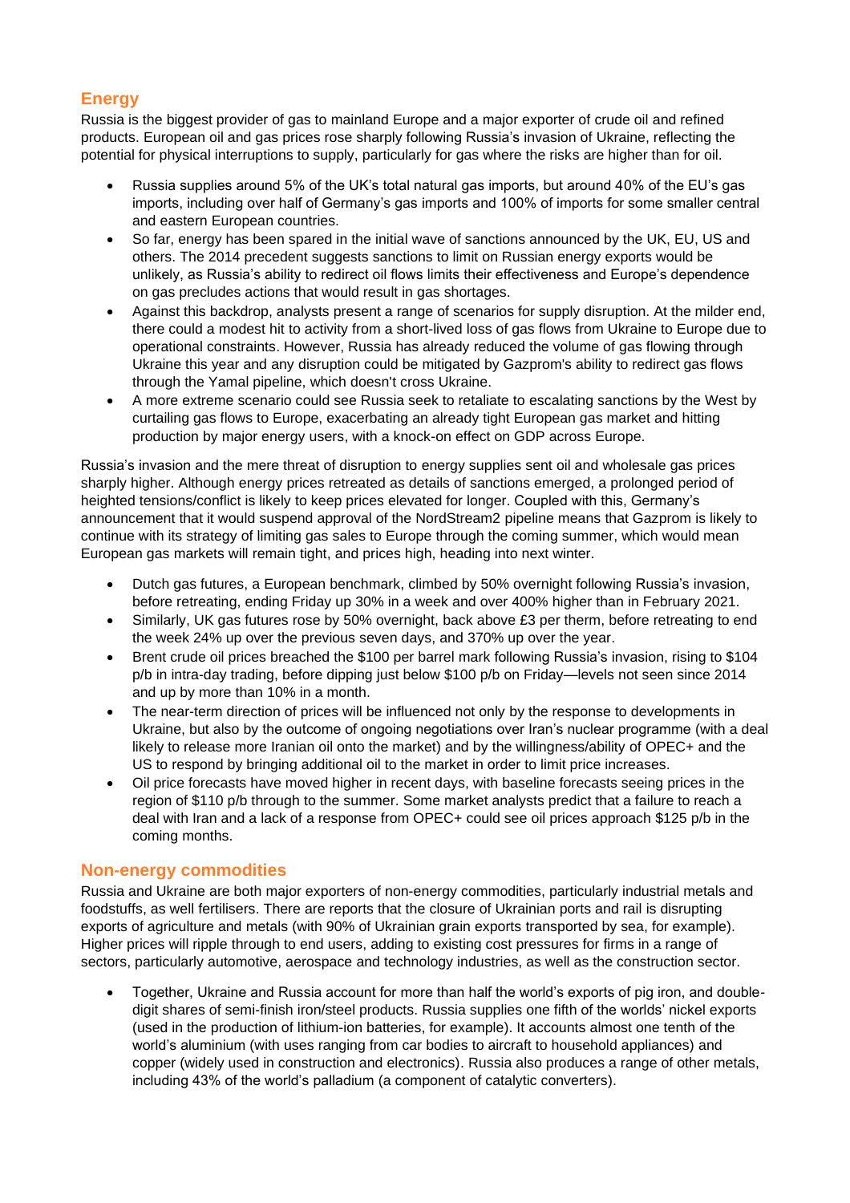## Energy

Russia is the biggest provider of gas to mainland Europe and a major exporter of crude oil and refined products. European oil and gas prices rose sharply following Russia's invasion of Ukraine, reflecting the potential for physical interruptions to supply, particularly for gas where the risks are higher than for oil.

- Russia supplies around 5% of the UK's total natural gas imports, but around 40% of the EU's gas imports, including over half of Germany's gas imports and 100% of imports for some smaller central and eastern European countries.
- So far, energy has been spared in the initial wave of sanctions announced by the UK, EU, US and others. The 2014 precedent suggests sanctions to limit on Russian energy exports would be unlikely, as Russia's ability to redirect oil flows limits their effectiveness and Europe's dependence on gas precludes actions that would result in gas shortages.
- Against this backdrop, analysts present a range of scenarios for supply disruption. At the milder end, there could a modest hit to activity from a short-lived loss of gas flows from Ukraine to Europe due to operational constraints. However, Russia has already reduced the volume of gas flowing through Ukraine this year and any disruption could be mitigated by Gazprom's ability to redirect gas flows through the Yamal pipeline, which doesn't cross Ukraine.
- A more extreme scenario could see Russia seek to retaliate to escalating sanctions by the West by curtailing gas flows to Europe, exacerbating an already tight European gas market and hitting production by major energy users, with a knock-on effect on GDP across Europe.

Russia's invasion and the mere threat of disruption to energy supplies sent oil and wholesale gas prices sharply higher. Although energy prices retreated as details of sanctions emerged, a prolonged period of heighted tensions/conflict is likely to keep prices elevated for longer. Coupled with this, Germany's announcement that it would suspend approval of the NordStream2 pipeline means that Gazprom is likely to continue with its strategy of limiting gas sales to Europe through the coming summer, which would mean European gas markets will remain tight, and prices high, heading into next winter.

- Dutch gas futures, a European benchmark, climbed by 50% overnight following Russia's invasion, before retreating, ending Friday up 30% in a week and over 400% higher than in February 2021.
- Similarly, UK gas futures rose by 50% overnight, back above £3 per therm, before retreating to end the week 24% up over the previous seven days, and 370% up over the year.
- Brent crude oil prices breached the $100 per barrel mark following Russia's invasion, rising to $104 p/b in intra-day trading, before dipping just below $100 p/b on Friday—levels not seen since 2014 and up by more than 10% in a month.
- The near-term direction of prices will be influenced not only by the response to developments in Ukraine, but also by the outcome of ongoing negotiations over Iran's nuclear programme (with a deal likely to release more Iranian oil onto the market) and by the willingness/ability of OPEC+ and the US to respond by bringing additional oil to the market in order to limit price increases.
- Oil price forecasts have moved higher in recent days, with baseline forecasts seeing prices in the region of $110 p/b through to the summer. Some market analysts predict that a failure to reach a deal with Iran and a lack of a response from OPEC+ could see oil prices approach $125 p/b in the coming months.

## Non-energy commodities

Russia and Ukraine are both major exporters of non-energy commodities, particularly industrial metals and foodstuffs, as well fertilisers. There are reports that the closure of Ukrainian ports and rail is disrupting exports of agriculture and metals (with 90% of Ukrainian grain exports transported by sea, for example). Higher prices will ripple through to end users, adding to existing cost pressures for firms in a range of sectors, particularly automotive, aerospace and technology industries, as well as the construction sector.

- Together, Ukraine and Russia account for more than half the world's exports of pig iron, and double-digit shares of semi-finish iron/steel products. Russia supplies one fifth of the worlds' nickel exports (used in the production of lithium-ion batteries, for example). It accounts almost one tenth of the world's aluminium (with uses ranging from car bodies to aircraft to household appliances) and copper (widely used in construction and electronics). Russia also produces a range of other metals, including 43% of the world's palladium (a component of catalytic converters).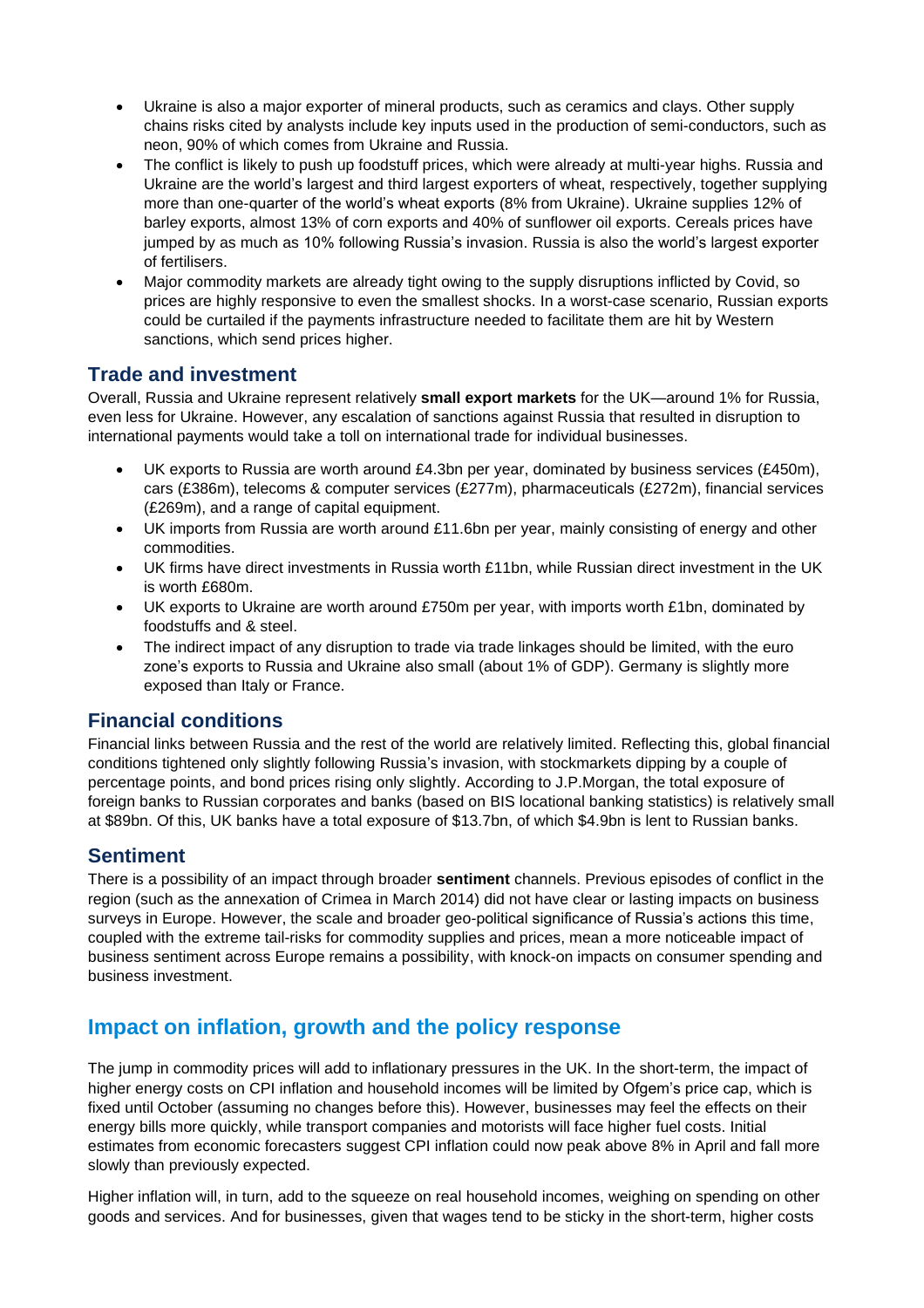- Ukraine is also a major exporter of mineral products, such as ceramics and clays. Other supply chains risks cited by analysts include key inputs used in the production of semi-conductors, such as neon, 90% of which comes from Ukraine and Russia.
- The conflict is likely to push up foodstuff prices, which were already at multi-year highs. Russia and Ukraine are the world's largest and third largest exporters of wheat, respectively, together supplying more than one-quarter of the world's wheat exports (8% from Ukraine). Ukraine supplies 12% of barley exports, almost 13% of corn exports and 40% of sunflower oil exports. Cereals prices have jumped by as much as 10% following Russia's invasion. Russia is also the world's largest exporter of fertilisers.
- Major commodity markets are already tight owing to the supply disruptions inflicted by Covid, so prices are highly responsive to even the smallest shocks. In a worst-case scenario, Russian exports could be curtailed if the payments infrastructure needed to facilitate them are hit by Western sanctions, which send prices higher.

## Trade and investment

Overall, Russia and Ukraine represent relatively **small export markets** for the UK—around 1% for Russia, even less for Ukraine. However, any escalation of sanctions against Russia that resulted in disruption to international payments would take a toll on international trade for individual businesses.

- UK exports to Russia are worth around £4.3bn per year, dominated by business services (£450m), cars (£386m), telecoms & computer services (£277m), pharmaceuticals (£272m), financial services (£269m), and a range of capital equipment.
- UK imports from Russia are worth around £11.6bn per year, mainly consisting of energy and other commodities.
- UK firms have direct investments in Russia worth £11bn, while Russian direct investment in the UK is worth £680m.
- UK exports to Ukraine are worth around £750m per year, with imports worth £1bn, dominated by foodstuffs and & steel.
- The indirect impact of any disruption to trade via trade linkages should be limited, with the euro zone's exports to Russia and Ukraine also small (about 1% of GDP). Germany is slightly more exposed than Italy or France.

## Financial conditions

Financial links between Russia and the rest of the world are relatively limited. Reflecting this, global financial conditions tightened only slightly following Russia's invasion, with stockmarkets dipping by a couple of percentage points, and bond prices rising only slightly. According to J.P.Morgan, the total exposure of foreign banks to Russian corporates and banks (based on BIS locational banking statistics) is relatively small at $89bn. Of this, UK banks have a total exposure of $13.7bn, of which $4.9bn is lent to Russian banks.

## Sentiment

There is a possibility of an impact through broader **sentiment** channels. Previous episodes of conflict in the region (such as the annexation of Crimea in March 2014) did not have clear or lasting impacts on business surveys in Europe. However, the scale and broader geo-political significance of Russia's actions this time, coupled with the extreme tail-risks for commodity supplies and prices, mean a more noticeable impact of business sentiment across Europe remains a possibility, with knock-on impacts on consumer spending and business investment.

# Impact on inflation, growth and the policy response

The jump in commodity prices will add to inflationary pressures in the UK. In the short-term, the impact of higher energy costs on CPI inflation and household incomes will be limited by Ofgem's price cap, which is fixed until October (assuming no changes before this). However, businesses may feel the effects on their energy bills more quickly, while transport companies and motorists will face higher fuel costs. Initial estimates from economic forecasters suggest CPI inflation could now peak above 8% in April and fall more slowly than previously expected.

Higher inflation will, in turn, add to the squeeze on real household incomes, weighing on spending on other goods and services. And for businesses, given that wages tend to be sticky in the short-term, higher costs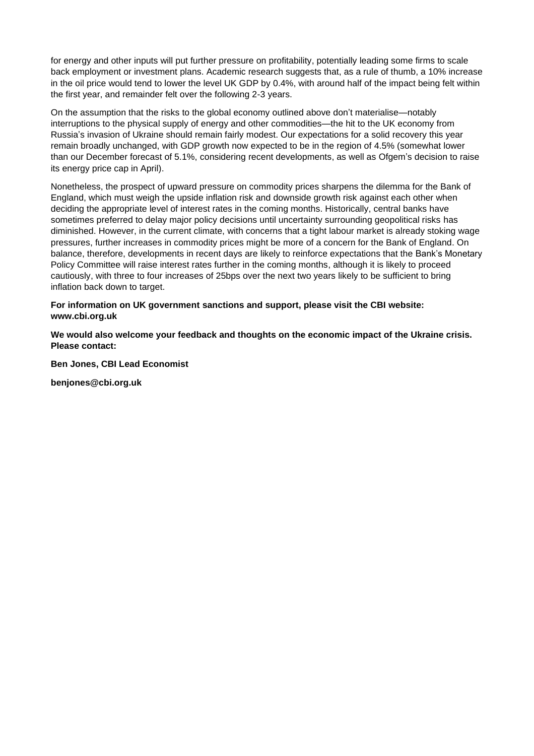for energy and other inputs will put further pressure on profitability, potentially leading some firms to scale back employment or investment plans. Academic research suggests that, as a rule of thumb, a 10% increase in the oil price would tend to lower the level UK GDP by 0.4%, with around half of the impact being felt within the first year, and remainder felt over the following 2-3 years.

On the assumption that the risks to the global economy outlined above don't materialise—notably interruptions to the physical supply of energy and other commodities—the hit to the UK economy from Russia's invasion of Ukraine should remain fairly modest. Our expectations for a solid recovery this year remain broadly unchanged, with GDP growth now expected to be in the region of 4.5% (somewhat lower than our December forecast of 5.1%, considering recent developments, as well as Ofgem's decision to raise its energy price cap in April).

Nonetheless, the prospect of upward pressure on commodity prices sharpens the dilemma for the Bank of England, which must weigh the upside inflation risk and downside growth risk against each other when deciding the appropriate level of interest rates in the coming months. Historically, central banks have sometimes preferred to delay major policy decisions until uncertainty surrounding geopolitical risks has diminished. However, in the current climate, with concerns that a tight labour market is already stoking wage pressures, further increases in commodity prices might be more of a concern for the Bank of England. On balance, therefore, developments in recent days are likely to reinforce expectations that the Bank's Monetary Policy Committee will raise interest rates further in the coming months, although it is likely to proceed cautiously, with three to four increases of 25bps over the next two years likely to be sufficient to bring inflation back down to target.

**For information on UK government sanctions and support, please visit the CBI website: www.cbi.org.uk**

**We would also welcome your feedback and thoughts on the economic impact of the Ukraine crisis. Please contact:**

**Ben Jones, CBI Lead Economist**

**benjones@cbi.org.uk**